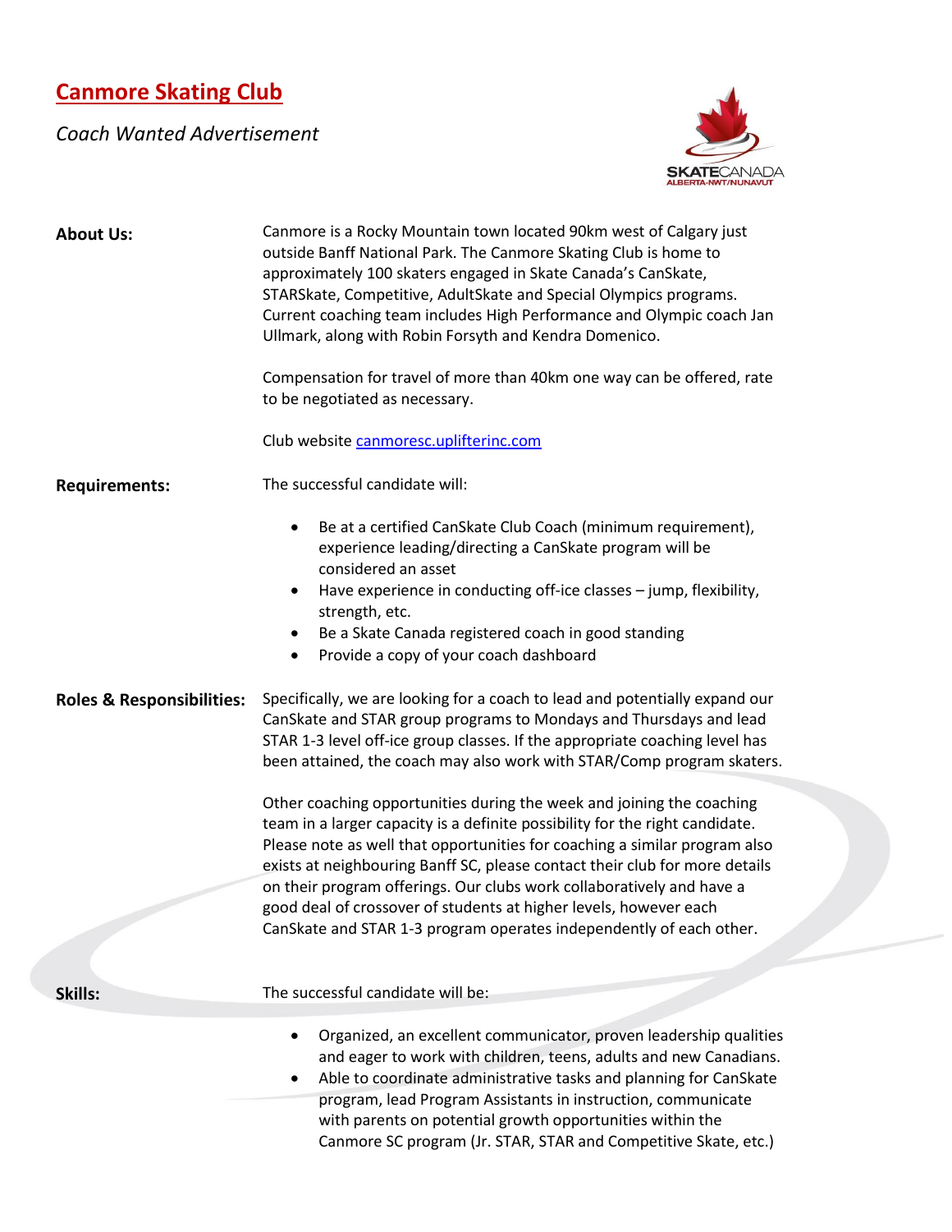# Canmore Skating Club

*Coach Wanted Advertisement*

**About Us:**

Canmore is a Rocky Mountain town located 90km west of Calgary just outside Banff National Park. The Canmore Skating Club is home to approximately 100 skaters engaged in Skate Canada's CanSkate, STARSkate, Competitive, AdultSkate and Special Olympics programs. Current coaching team includes High Performance and Olympic coach Jan Ullmark, along with Robin Forsyth and Kendra Domenico.

Compensation for travel of more than 40km one way can be offered, rate to be negotiated as necessary.

Club website [canmoresc.uplifterinc.com](canmoresc.uplifterinc.com)

**Requirements:**

The successful candidate will:

- Be at a certified CanSkate Club Coach (minimum requirement), experience leading/directing a CanSkate program will be considered an asset
- Have experience in conducting off-ice classes – jump, flexibility, strength, etc.
- Be a Skate Canada registered coach in good standing
- Provide a copy of your coach dashboard

**Roles & Responsibilities:**

Specifically, we are looking for a coach to lead and potentially expand our CanSkate and STAR group programs to Mondays and Thursdays and lead STAR 1-3 level off-ice group classes. If the appropriate coaching level has been attained, the coach may also work with STAR/Comp program skaters.

Other coaching opportunities during the week and joining the coaching team in a larger capacity is a definite possibility for the right candidate. Please note as well that opportunities for coaching a similar program also exists at neighbouring Banff SC, please contact their club for more details on their program offerings. Our clubs work collaboratively and have a good deal of crossover of students at higher levels, however each CanSkate and STAR 1-3 program operates independently of each other.

**Skills:**

The successful candidate will be:

- Organized, an excellent communicator, proven leadership qualities and eager to work with children, teens, adults and new Canadians.
- Able to coordinate administrative tasks and planning for CanSkate program, lead Program Assistants in instruction, communicate with parents on potential growth opportunities within the Canmore SC program (Jr. STAR, STAR and Competitive Skate, etc.)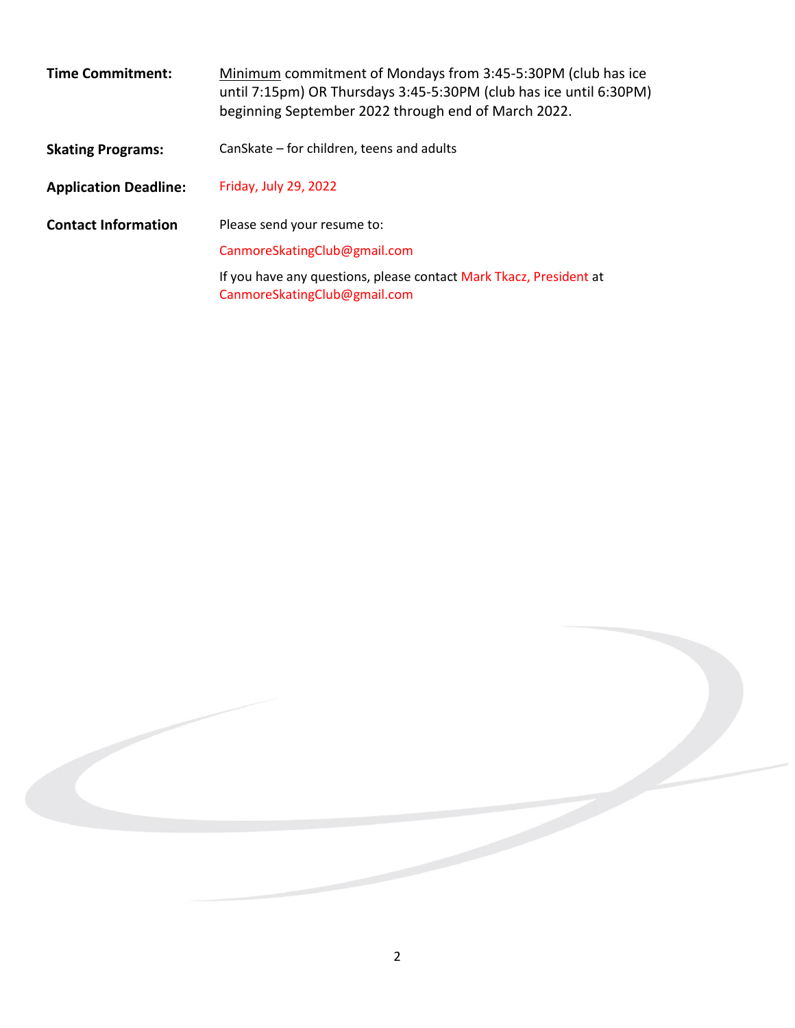**Time Commitment:** Minimum commitment of Mondays from 3:45-5:30PM (club has ice until 7:15pm) OR Thursdays 3:45-5:30PM (club has ice until 6:30PM) beginning September 2022 through end of March 2022.

**Skating Programs:** CanSkate – for children, teens and adults

**Application Deadline:** Friday, July 29, 2022

**Contact Information**

Please send your resume to:

CanmoreSkatingClub@gmail.com

If you have any questions, please contact Mark Tkacz, President at CanmoreSkatingClub@gmail.com